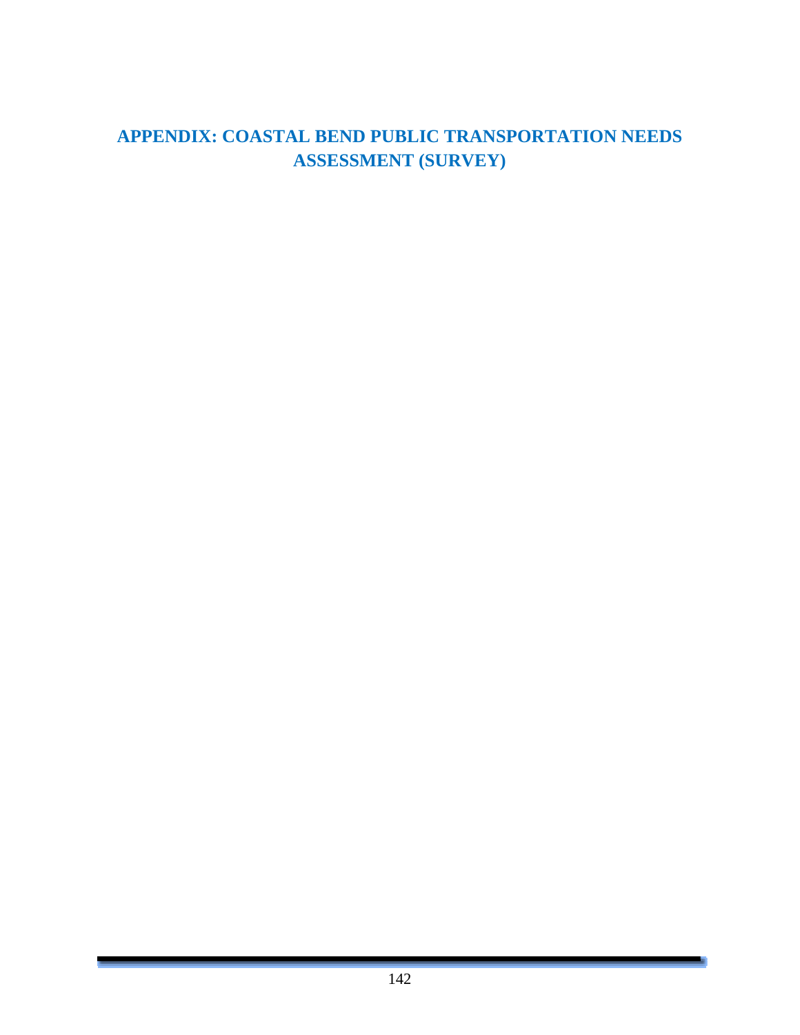# APPENDIX: COASTAL BEND PUBLIC TRANSPORTATION NEEDS ASSESSMENT (SURVEY)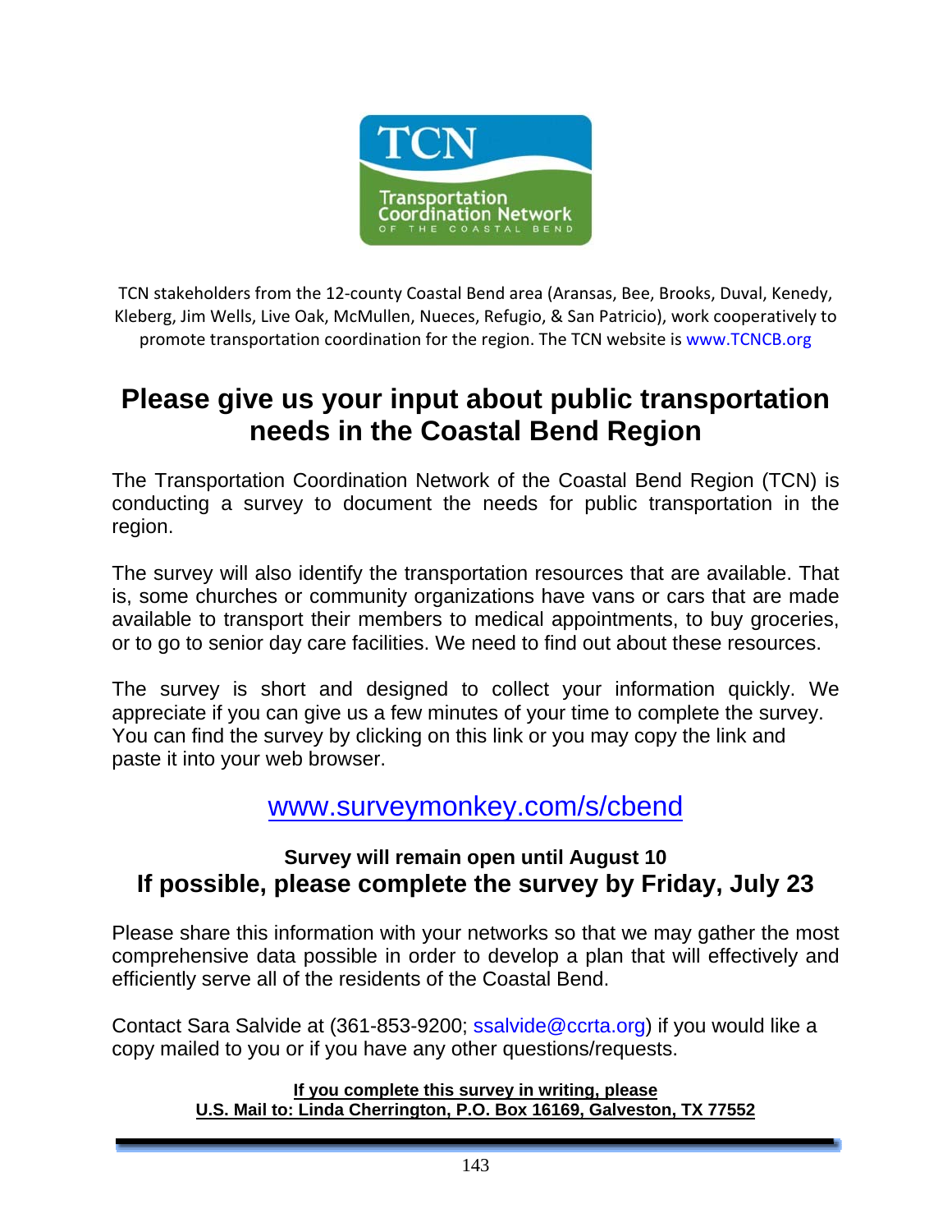TCN

Transportation Coordination Network

OF THE COASTAL BEND

TCN stakeholders from the 12-county Coastal Bend area (Aransas, Bee, Brooks, Duval, Kenedy, Kleberg, Jim Wells, Live Oak, McMullen, Nueces, Refugio, & San Patricio), work cooperatively to promote transportation coordination for the region. The TCN website is www.TCNCB.org

# Please give us your input about public transportation needs in the Coastal Bend Region

The Transportation Coordination Network of the Coastal Bend Region (TCN) is conducting a survey to document the needs for public transportation in the region.

The survey will also identify the transportation resources that are available. That is, some churches or community organizations have vans or cars that are made available to transport their members to medical appointments, to buy groceries, or to go to senior day care facilities. We need to find out about these resources.

The survey is short and designed to collect your information quickly. We appreciate if you can give us a few minutes of your time to complete the survey. You can find the survey by clicking on this link or you may copy the link and paste it into your web browser.

[www.surveymonkey.com/s/cbend](www.surveymonkey.com/s/cbend)

**Survey will remain open until August 10**

**If possible, please complete the survey by Friday, July 23**

Please share this information with your networks so that we may gather the most comprehensive data possible in order to develop a plan that will effectively and efficiently serve all of the residents of the Coastal Bend.

Contact Sara Salvide at (361-853-9200; ssalvide@ccrta.org) if you would like a copy mailed to you or if you have any other questions/requests.

**If you complete this survey in writing, please**
**U.S. Mail to: Linda Cherrington, P.O. Box 16169, Galveston, TX 77552**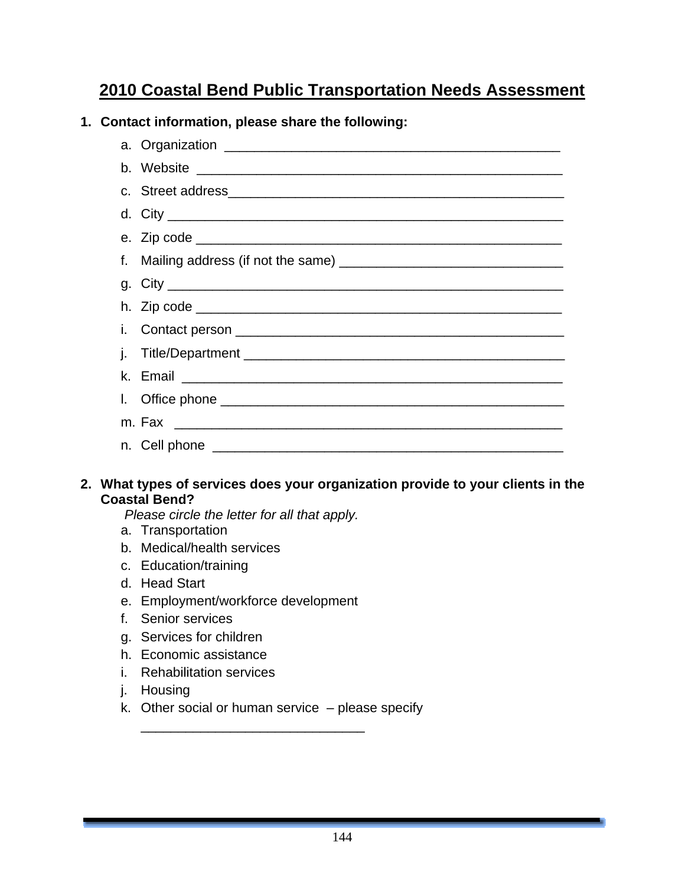# 2010 Coastal Bend Public Transportation Needs Assessment

1. **Contact information, please share the following:**

   a. Organization \_\_\_\_\_\_\_\_\_\_\_\_\_\_\_\_\_\_\_\_\_\_\_\_\_\_\_\_\_\_\_\_\_\_\_\_\_\_\_\_\_\_\_\_\_

   b. Website \_\_\_\_\_\_\_\_\_\_\_\_\_\_\_\_\_\_\_\_\_\_\_\_\_\_\_\_\_\_\_\_\_\_\_\_\_\_\_\_\_\_\_\_\_\_\_\_\_

   c. Street address\_\_\_\_\_\_\_\_\_\_\_\_\_\_\_\_\_\_\_\_\_\_\_\_\_\_\_\_\_\_\_\_\_\_\_\_\_\_\_\_\_\_\_\_\_\_

   d. City \_\_\_\_\_\_\_\_\_\_\_\_\_\_\_\_\_\_\_\_\_\_\_\_\_\_\_\_\_\_\_\_\_\_\_\_\_\_\_\_\_\_\_\_\_\_\_\_\_\_\_\_\_

   e. Zip code \_\_\_\_\_\_\_\_\_\_\_\_\_\_\_\_\_\_\_\_\_\_\_\_\_\_\_\_\_\_\_\_\_\_\_\_\_\_\_\_\_\_\_\_\_\_\_\_\_

   f. Mailing address (if not the same) \_\_\_\_\_\_\_\_\_\_\_\_\_\_\_\_\_\_\_\_\_\_\_\_\_\_\_\_\_\_

   g. City \_\_\_\_\_\_\_\_\_\_\_\_\_\_\_\_\_\_\_\_\_\_\_\_\_\_\_\_\_\_\_\_\_\_\_\_\_\_\_\_\_\_\_\_\_\_\_\_\_\_\_\_\_

   h. Zip code \_\_\_\_\_\_\_\_\_\_\_\_\_\_\_\_\_\_\_\_\_\_\_\_\_\_\_\_\_\_\_\_\_\_\_\_\_\_\_\_\_\_\_\_\_\_\_\_\_

   i. Contact person \_\_\_\_\_\_\_\_\_\_\_\_\_\_\_\_\_\_\_\_\_\_\_\_\_\_\_\_\_\_\_\_\_\_\_\_\_\_\_\_\_\_\_\_

   j. Title/Department \_\_\_\_\_\_\_\_\_\_\_\_\_\_\_\_\_\_\_\_\_\_\_\_\_\_\_\_\_\_\_\_\_\_\_\_\_\_\_\_\_\_\_

   k. Email \_\_\_\_\_\_\_\_\_\_\_\_\_\_\_\_\_\_\_\_\_\_\_\_\_\_\_\_\_\_\_\_\_\_\_\_\_\_\_\_\_\_\_\_\_\_\_\_\_\_\_

   l. Office phone \_\_\_\_\_\_\_\_\_\_\_\_\_\_\_\_\_\_\_\_\_\_\_\_\_\_\_\_\_\_\_\_\_\_\_\_\_\_\_\_\_\_\_\_\_\_

   m. Fax \_\_\_\_\_\_\_\_\_\_\_\_\_\_\_\_\_\_\_\_\_\_\_\_\_\_\_\_\_\_\_\_\_\_\_\_\_\_\_\_\_\_\_\_\_\_\_\_\_\_\_\_\_

   n. Cell phone \_\_\_\_\_\_\_\_\_\_\_\_\_\_\_\_\_\_\_\_\_\_\_\_\_\_\_\_\_\_\_\_\_\_\_\_\_\_\_\_\_\_\_\_\_\_\_

2. **What types of services does your organization provide to your clients in the Coastal Bend?**

   *Please circle the letter for all that apply.*

   a. Transportation
   b. Medical/health services
   c. Education/training
   d. Head Start
   e. Employment/workforce development
   f. Senior services
   g. Services for children
   h. Economic assistance
   i. Rehabilitation services
   j. Housing
   k. Other social or human service – please specify \_\_\_\_\_\_\_\_\_\_\_\_\_\_\_\_\_\_\_\_\_\_\_\_\_\_\_\_\_\_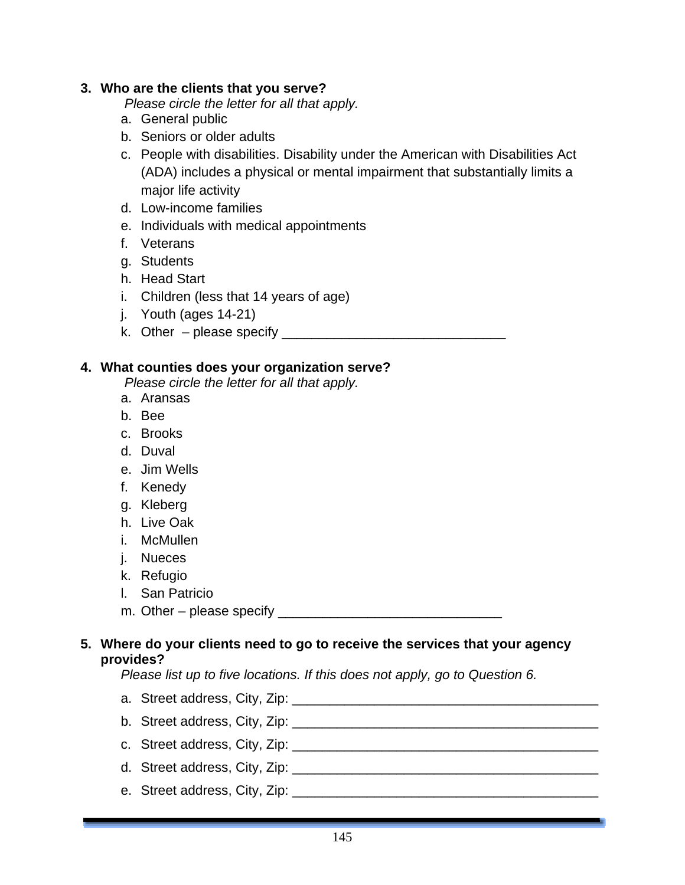**3. Who are the clients that you serve?**

*Please circle the letter for all that apply.*

a. General public
b. Seniors or older adults
c. People with disabilities. Disability under the American with Disabilities Act (ADA) includes a physical or mental impairment that substantially limits a major life activity
d. Low-income families
e. Individuals with medical appointments
f. Veterans
g. Students
h. Head Start
i. Children (less that 14 years of age)
j. Youth (ages 14-21)
k. Other – please specify ______________________________

**4. What counties does your organization serve?**

*Please circle the letter for all that apply.*

a. Aransas
b. Bee
c. Brooks
d. Duval
e. Jim Wells
f. Kenedy
g. Kleberg
h. Live Oak
i. McMullen
j. Nueces
k. Refugio
l. San Patricio
m. Other – please specify ______________________________

**5. Where do your clients need to go to receive the services that your agency provides?**

*Please list up to five locations. If this does not apply, go to Question 6.*

a. Street address, City, Zip: _________________________________________
b. Street address, City, Zip: _________________________________________
c. Street address, City, Zip: _________________________________________
d. Street address, City, Zip: _________________________________________
e. Street address, City, Zip: _________________________________________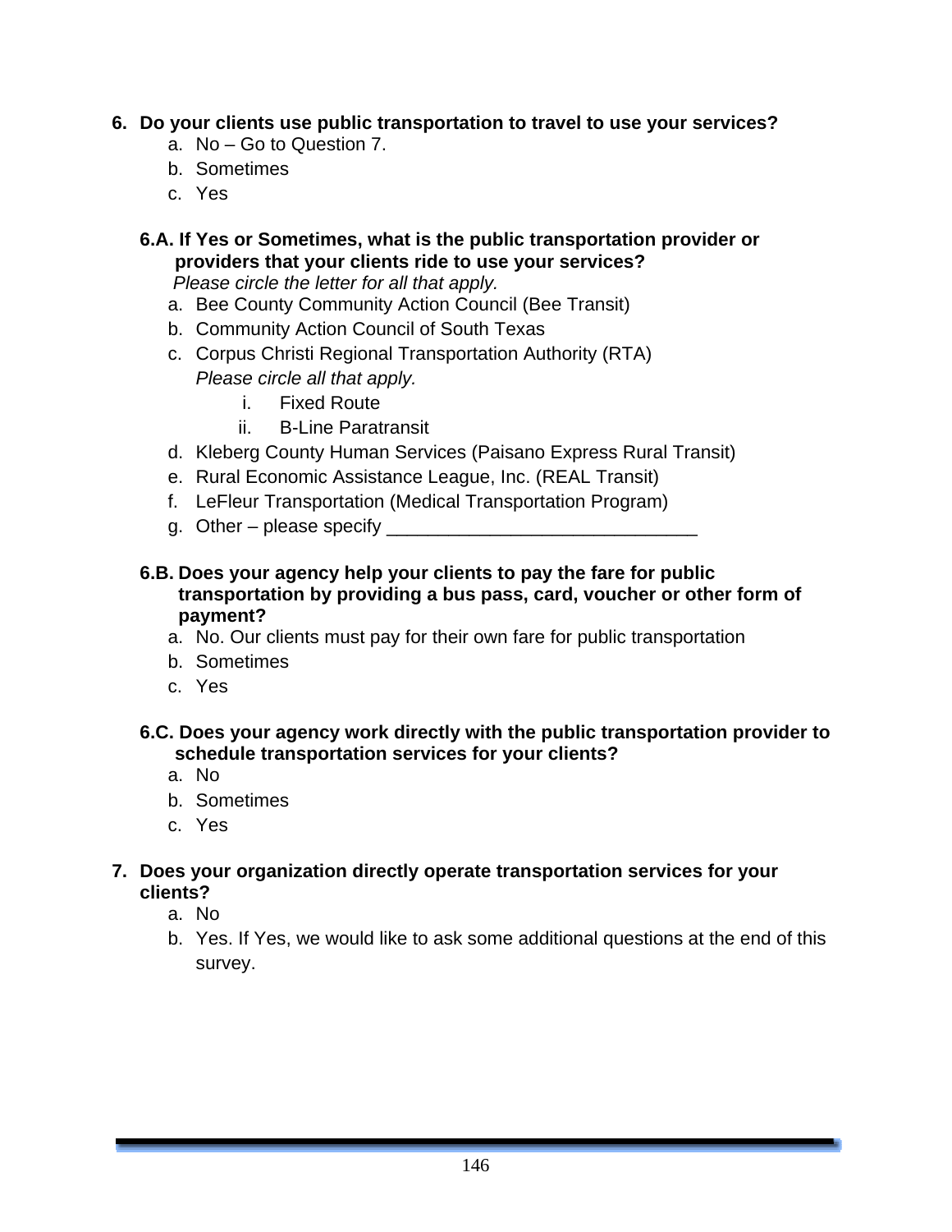**6. Do your clients use public transportation to travel to use your services?**

a. No – Go to Question 7.
b. Sometimes
c. Yes

**6.A. If Yes or Sometimes, what is the public transportation provider or providers that your clients ride to use your services?**
*Please circle the letter for all that apply.*

a. Bee County Community Action Council (Bee Transit)
b. Community Action Council of South Texas
c. Corpus Christi Regional Transportation Authority (RTA)
   *Please circle all that apply.*
   i. Fixed Route
   ii. B-Line Paratransit
d. Kleberg County Human Services (Paisano Express Rural Transit)
e. Rural Economic Assistance League, Inc. (REAL Transit)
f. LeFleur Transportation (Medical Transportation Program)
g. Other – please specify ______________________________

**6.B. Does your agency help your clients to pay the fare for public transportation by providing a bus pass, card, voucher or other form of payment?**

a. No. Our clients must pay for their own fare for public transportation
b. Sometimes
c. Yes

**6.C. Does your agency work directly with the public transportation provider to schedule transportation services for your clients?**

a. No
b. Sometimes
c. Yes

**7. Does your organization directly operate transportation services for your clients?**

a. No
b. Yes. If Yes, we would like to ask some additional questions at the end of this survey.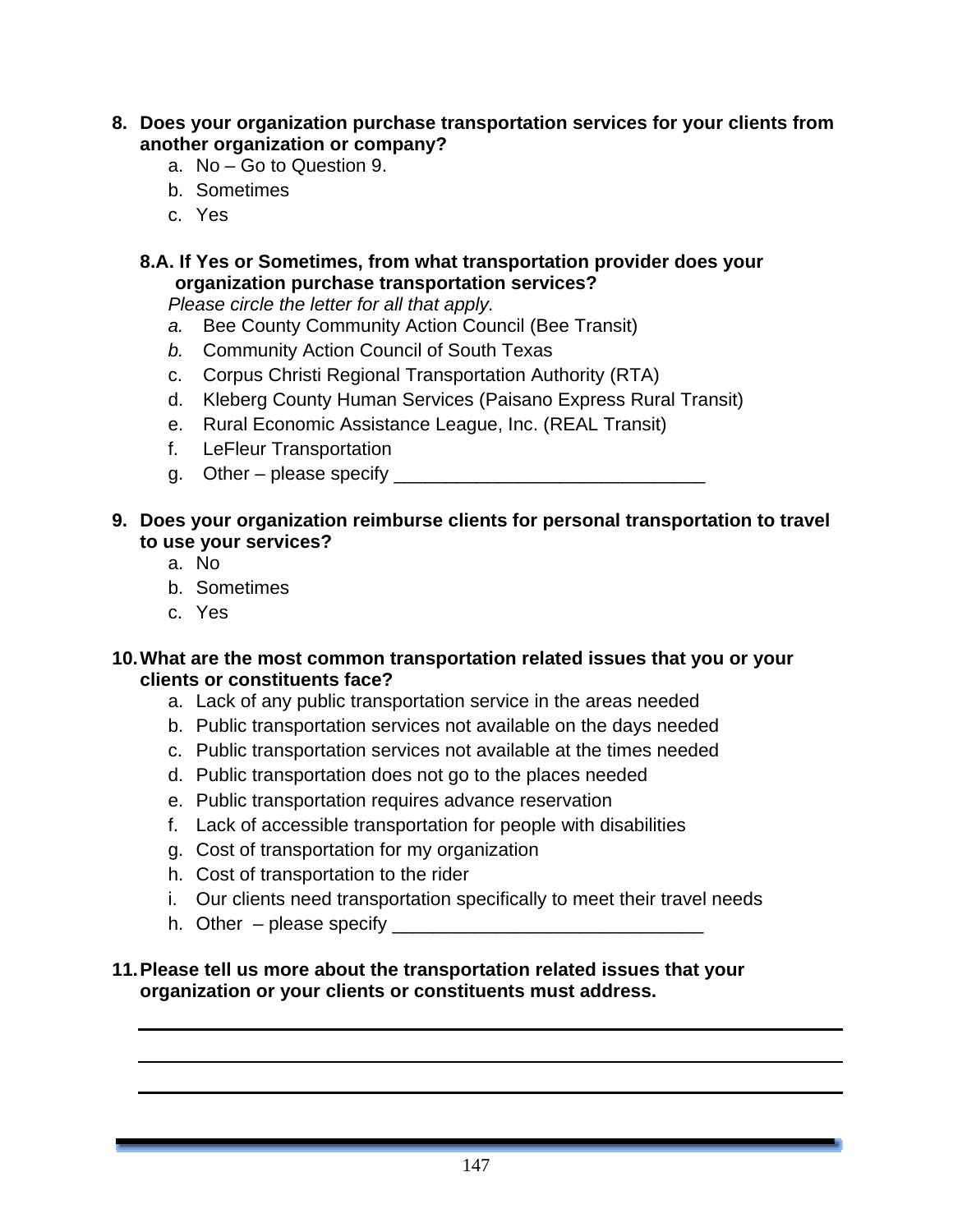**8. Does your organization purchase transportation services for your clients from another organization or company?**

a. No – Go to Question 9.
b. Sometimes
c. Yes

**8.A. If Yes or Sometimes, from what transportation provider does your organization purchase transportation services?**

*Please circle the letter for all that apply.*

*a.* Bee County Community Action Council (Bee Transit)
*b.* Community Action Council of South Texas
c. Corpus Christi Regional Transportation Authority (RTA)
d. Kleberg County Human Services (Paisano Express Rural Transit)
e. Rural Economic Assistance League, Inc. (REAL Transit)
f. LeFleur Transportation
g. Other – please specify ______________________________

**9. Does your organization reimburse clients for personal transportation to travel to use your services?**

a. No
b. Sometimes
c. Yes

**10. What are the most common transportation related issues that you or your clients or constituents face?**

a. Lack of any public transportation service in the areas needed
b. Public transportation services not available on the days needed
c. Public transportation services not available at the times needed
d. Public transportation does not go to the places needed
e. Public transportation requires advance reservation
f. Lack of accessible transportation for people with disabilities
g. Cost of transportation for my organization
h. Cost of transportation to the rider
i. Our clients need transportation specifically to meet their travel needs
h. Other – please specify ______________________________

**11. Please tell us more about the transportation related issues that your organization or your clients or constituents must address.**

______________________________________________________________

______________________________________________________________

______________________________________________________________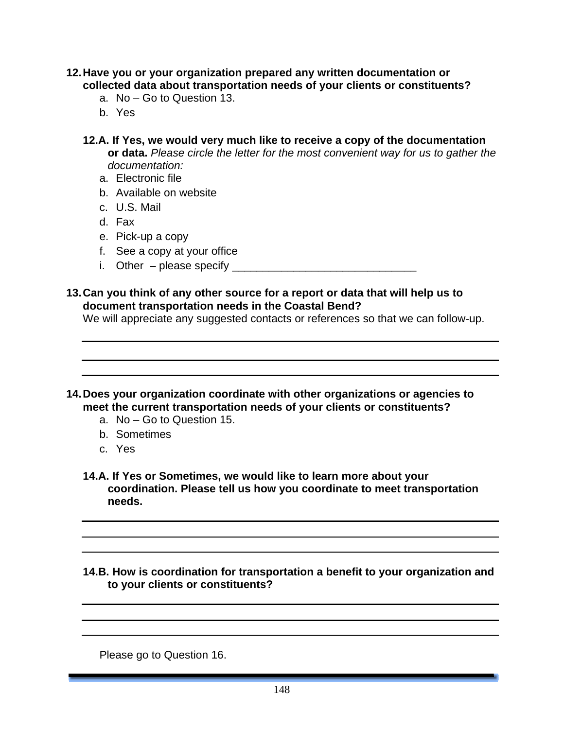**12. Have you or your organization prepared any written documentation or collected data about transportation needs of your clients or constituents?**

a. No – Go to Question 13.
b. Yes

**12.A. If Yes, we would very much like to receive a copy of the documentation or data.** *Please circle the letter for the most convenient way for us to gather the documentation:*

a. Electronic file
b. Available on website
c. U.S. Mail
d. Fax
e. Pick-up a copy
f. See a copy at your office
i. Other – please specify ______________________________

**13. Can you think of any other source for a report or data that will help us to document transportation needs in the Coastal Bend?**

We will appreciate any suggested contacts or references so that we can follow-up.

______________________________________________________________

______________________________________________________________

______________________________________________________________

**14. Does your organization coordinate with other organizations or agencies to meet the current transportation needs of your clients or constituents?**

a. No – Go to Question 15.
b. Sometimes
c. Yes

**14.A. If Yes or Sometimes, we would like to learn more about your coordination. Please tell us how you coordinate to meet transportation needs.**

______________________________________________________________

______________________________________________________________

______________________________________________________________

**14.B. How is coordination for transportation a benefit to your organization and to your clients or constituents?**

______________________________________________________________

______________________________________________________________

______________________________________________________________

Please go to Question 16.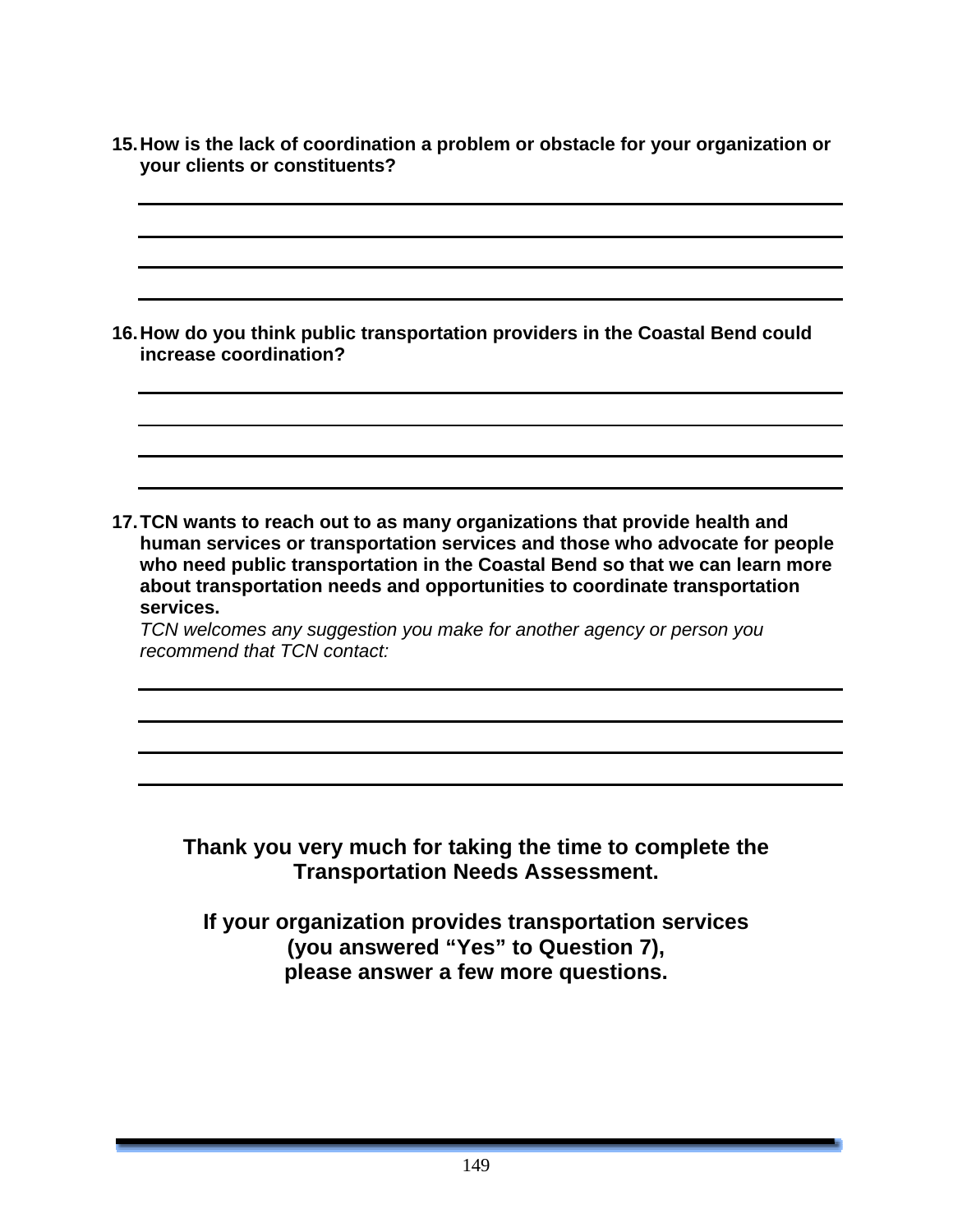**15. How is the lack of coordination a problem or obstacle for your organization or your clients or constituents?**

______________________________________________________________________

______________________________________________________________________

______________________________________________________________________

______________________________________________________________________

**16. How do you think public transportation providers in the Coastal Bend could increase coordination?**

______________________________________________________________________

______________________________________________________________________

______________________________________________________________________

______________________________________________________________________

**17. TCN wants to reach out to as many organizations that provide health and human services or transportation services and those who advocate for people who need public transportation in the Coastal Bend so that we can learn more about transportation needs and opportunities to coordinate transportation services.**

*TCN welcomes any suggestion you make for another agency or person you recommend that TCN contact:*

______________________________________________________________________

______________________________________________________________________

______________________________________________________________________

______________________________________________________________________

**Thank you very much for taking the time to complete the Transportation Needs Assessment.**

**If your organization provides transportation services (you answered "Yes" to Question 7), please answer a few more questions.**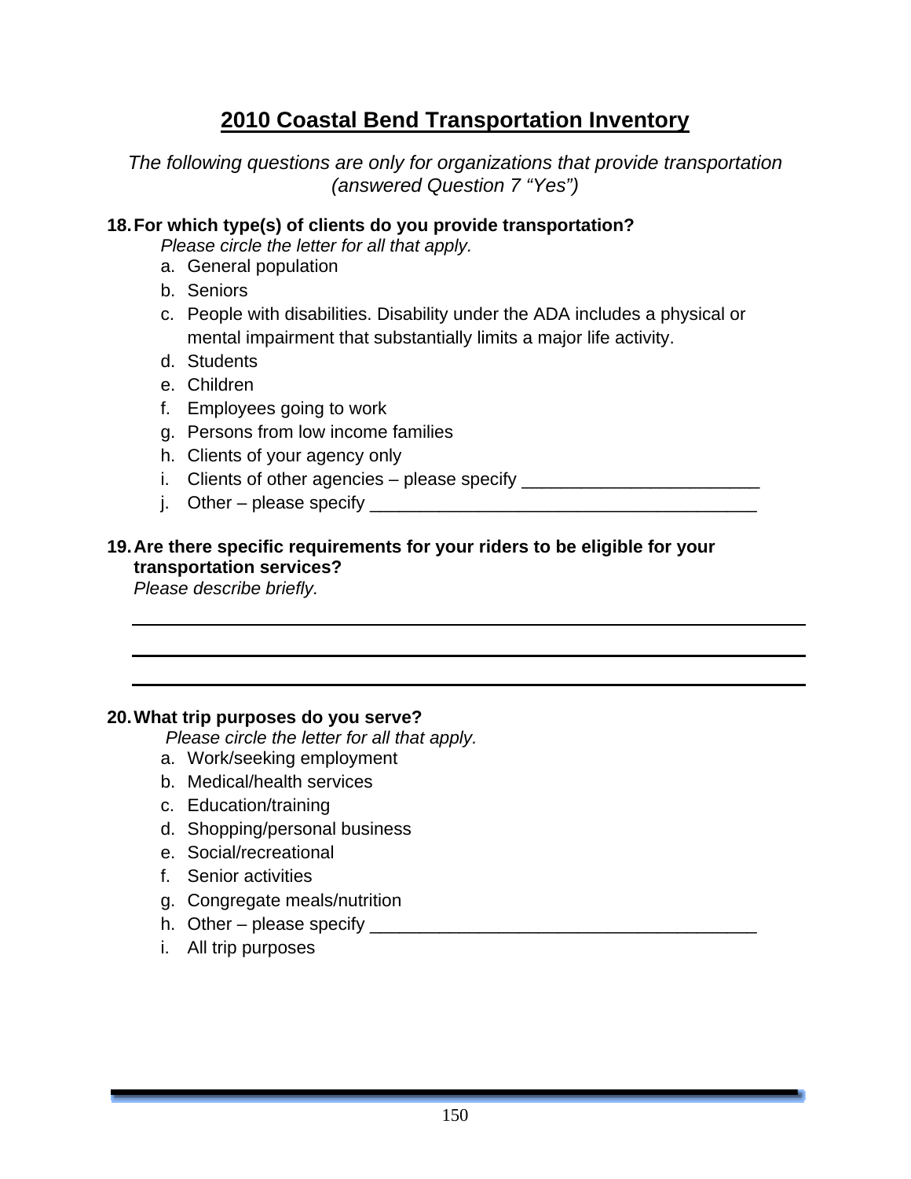# 2010 Coastal Bend Transportation Inventory

*The following questions are only for organizations that provide transportation (answered Question 7 "Yes")*

**18. For which type(s) of clients do you provide transportation?**

*Please circle the letter for all that apply.*

a. General population
b. Seniors
c. People with disabilities. Disability under the ADA includes a physical or mental impairment that substantially limits a major life activity.
d. Students
e. Children
f. Employees going to work
g. Persons from low income families
h. Clients of your agency only
i. Clients of other agencies – please specify ________________________
j. Other – please specify _______________________________________

**19. Are there specific requirements for your riders to be eligible for your transportation services?**

*Please describe briefly.*

_______________________________________________________________

_______________________________________________________________

_______________________________________________________________

**20. What trip purposes do you serve?**

*Please circle the letter for all that apply.*

a. Work/seeking employment
b. Medical/health services
c. Education/training
d. Shopping/personal business
e. Social/recreational
f. Senior activities
g. Congregate meals/nutrition
h. Other – please specify _______________________________________
i. All trip purposes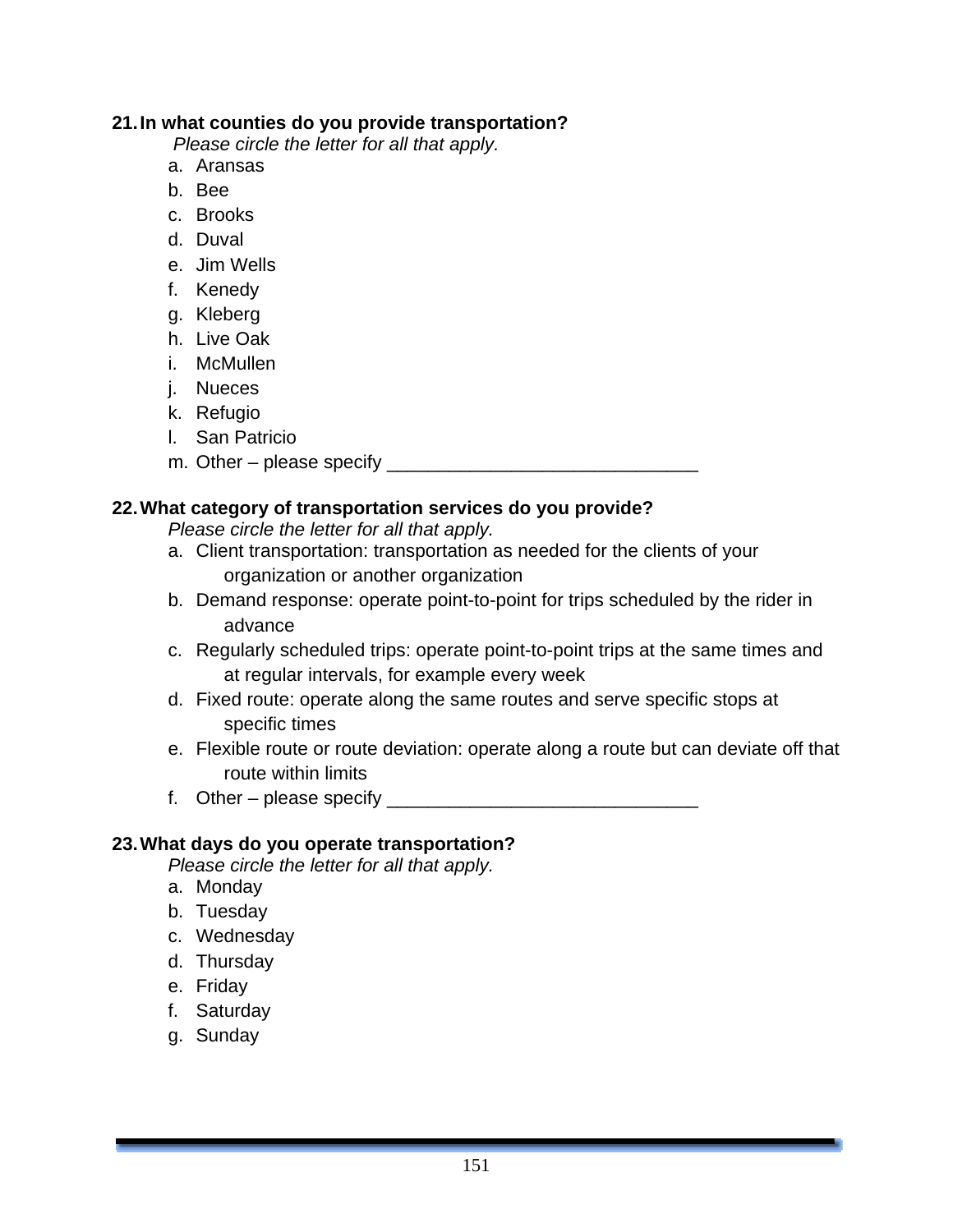**21. In what counties do you provide transportation?**

*Please circle the letter for all that apply.*

a. Aransas
b. Bee
c. Brooks
d. Duval
e. Jim Wells
f. Kenedy
g. Kleberg
h. Live Oak
i. McMullen
j. Nueces
k. Refugio
l. San Patricio
m. Other – please specify ______________________________

**22. What category of transportation services do you provide?**

*Please circle the letter for all that apply.*

a. Client transportation: transportation as needed for the clients of your organization or another organization
b. Demand response: operate point-to-point for trips scheduled by the rider in advance
c. Regularly scheduled trips: operate point-to-point trips at the same times and at regular intervals, for example every week
d. Fixed route: operate along the same routes and serve specific stops at specific times
e. Flexible route or route deviation: operate along a route but can deviate off that route within limits
f. Other – please specify ______________________________

**23. What days do you operate transportation?**

*Please circle the letter for all that apply.*

a. Monday
b. Tuesday
c. Wednesday
d. Thursday
e. Friday
f. Saturday
g. Sunday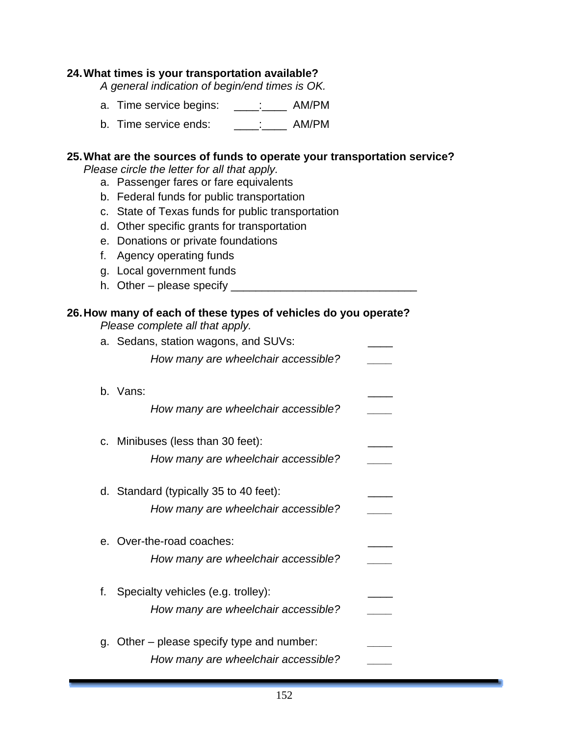**24. What times is your transportation available?**

*A general indication of begin/end times is OK.*

a. Time service begins: ____:____ AM/PM

b. Time service ends: ____:____ AM/PM

**25. What are the sources of funds to operate your transportation service?**

*Please circle the letter for all that apply.*

a. Passenger fares or fare equivalents

b. Federal funds for public transportation

c. State of Texas funds for public transportation

d. Other specific grants for transportation

e. Donations or private foundations

f. Agency operating funds

g. Local government funds

h. Other – please specify ______________________________

**26. How many of each of these types of vehicles do you operate?**

*Please complete all that apply.*

a. Sedans, station wagons, and SUVs: ____

*How many are wheelchair accessible?* ____

b. Vans: ____

*How many are wheelchair accessible?* ____

c. Minibuses (less than 30 feet): ____

*How many are wheelchair accessible?* ____

d. Standard (typically 35 to 40 feet): ____

*How many are wheelchair accessible?* ____

e. Over-the-road coaches: ____

*How many are wheelchair accessible?* ____

f. Specialty vehicles (e.g. trolley): ____

*How many are wheelchair accessible?* ____

g. Other – please specify type and number: ____

*How many are wheelchair accessible?* ____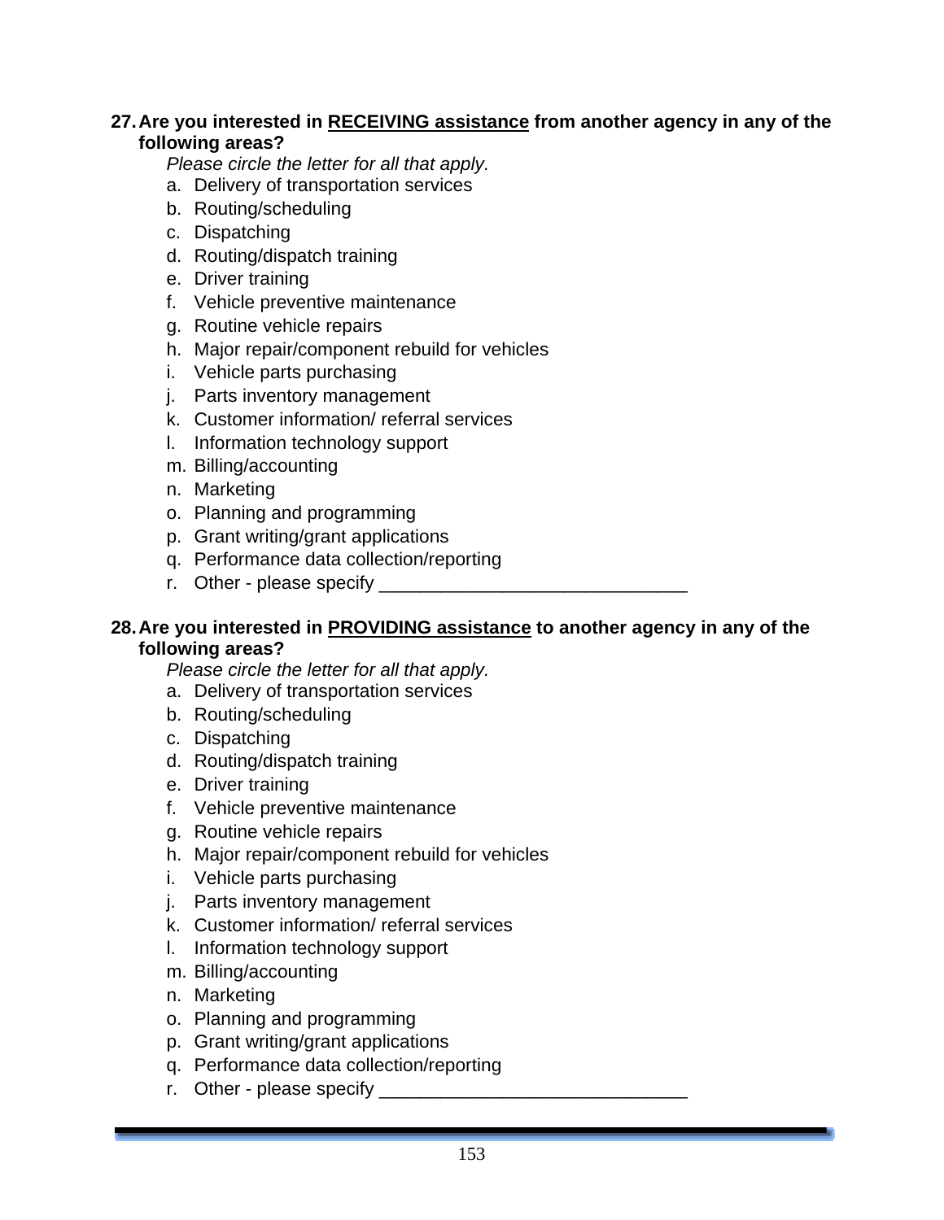**27. Are you interested in <u>RECEIVING assistance</u> from another agency in any of the following areas?**

*Please circle the letter for all that apply.*

a. Delivery of transportation services
b. Routing/scheduling
c. Dispatching
d. Routing/dispatch training
e. Driver training
f. Vehicle preventive maintenance
g. Routine vehicle repairs
h. Major repair/component rebuild for vehicles
i. Vehicle parts purchasing
j. Parts inventory management
k. Customer information/ referral services
l. Information technology support
m. Billing/accounting
n. Marketing
o. Planning and programming
p. Grant writing/grant applications
q. Performance data collection/reporting
r. Other - please specify ______________________________

**28. Are you interested in <u>PROVIDING assistance</u> to another agency in any of the following areas?**

*Please circle the letter for all that apply.*

a. Delivery of transportation services
b. Routing/scheduling
c. Dispatching
d. Routing/dispatch training
e. Driver training
f. Vehicle preventive maintenance
g. Routine vehicle repairs
h. Major repair/component rebuild for vehicles
i. Vehicle parts purchasing
j. Parts inventory management
k. Customer information/ referral services
l. Information technology support
m. Billing/accounting
n. Marketing
o. Planning and programming
p. Grant writing/grant applications
q. Performance data collection/reporting
r. Other - please specify ______________________________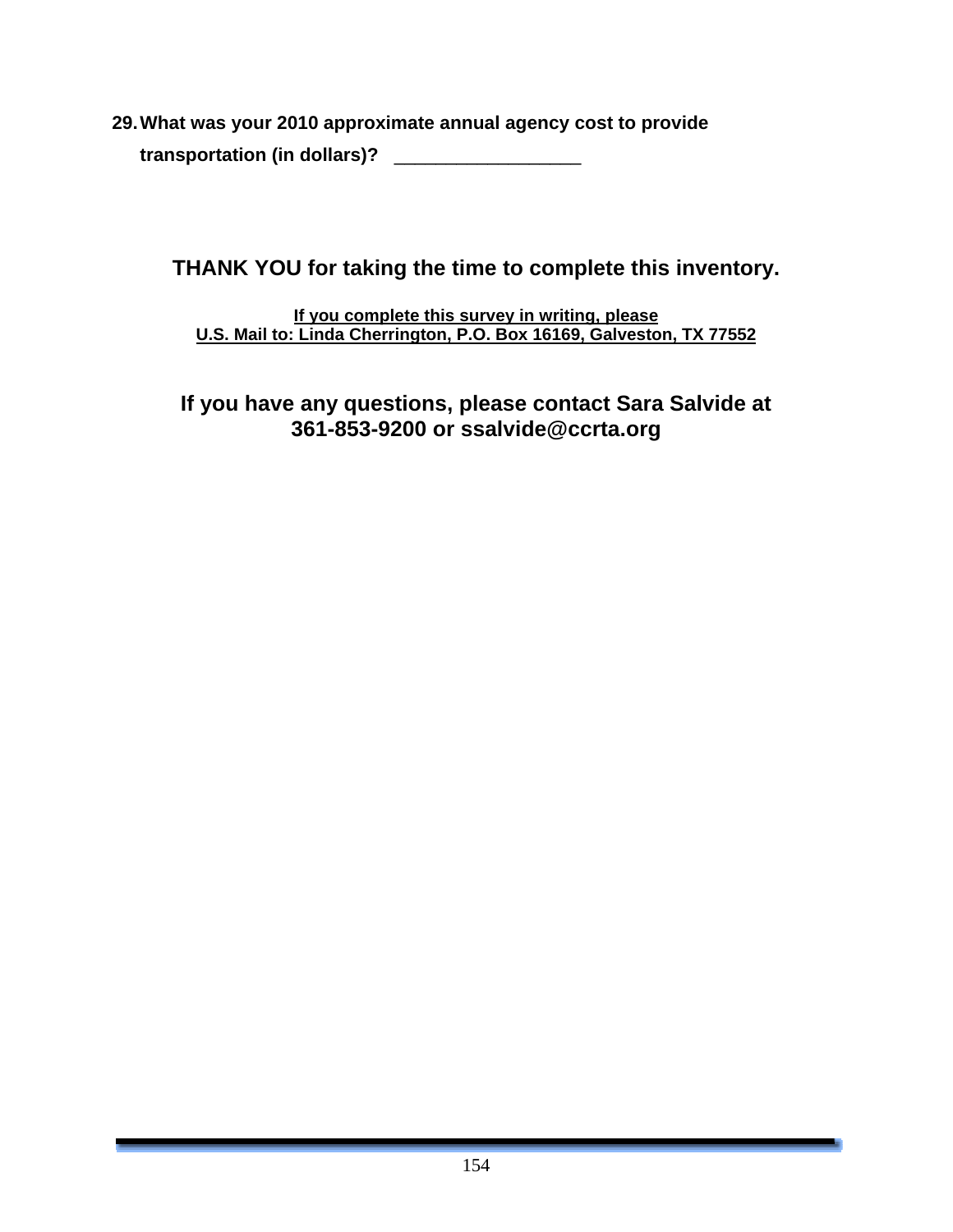29. **What was your 2010 approximate annual agency cost to provide transportation (in dollars)?** __________________

**THANK YOU for taking the time to complete this inventory.**

**If you complete this survey in writing, please**
**U.S. Mail to: Linda Cherrington, P.O. Box 16169, Galveston, TX 77552**

**If you have any questions, please contact Sara Salvide at 361-853-9200 or ssalvide@ccrta.org**